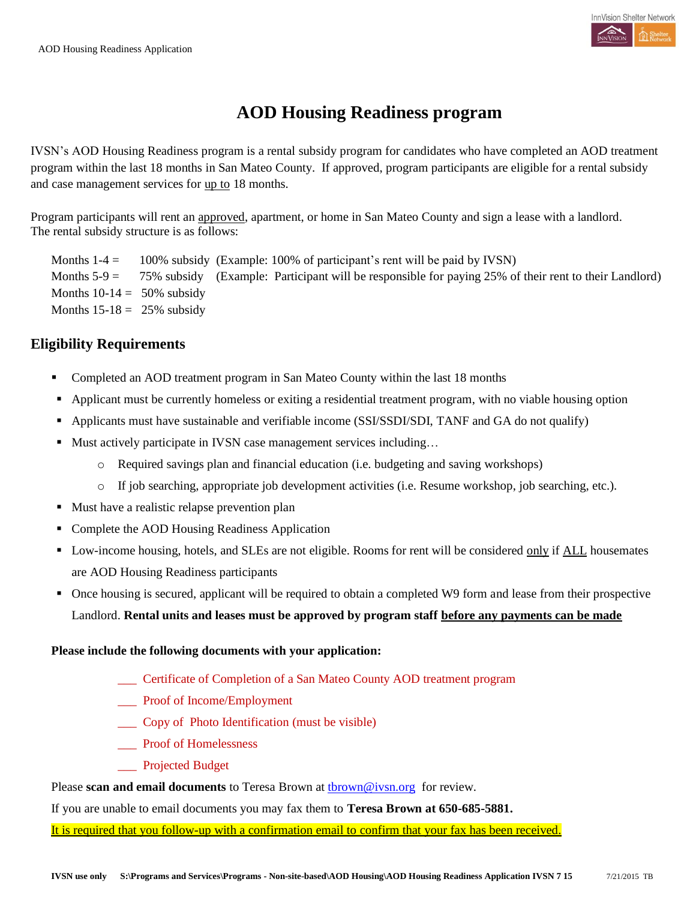# AOD Housing Readiness program

IVSN's AOD Housing Readiness program is a rental subsidy program for candidates who have completed an AOD treatment program within the last 18 months in San Mateo County. If approved, program participants are eligible for a rental subsidy and case management services for up to 18 months.

Program participants will rent an approved, apartment, or home in San Mateo County and sign a lease with a landlord. The rental subsidy structure is as follows:

Months 1-4 = 100% subsidy (Example: 100% of participant's rent will be paid by IVSN)
Months 5-9 = 75% subsidy (Example: Participant will be responsible for paying 25% of their rent to their Landlord)
Months 10-14 = 50% subsidy
Months 15-18 = 25% subsidy

## Eligibility Requirements

- Completed an AOD treatment program in San Mateo County within the last 18 months
- Applicant must be currently homeless or exiting a residential treatment program, with no viable housing option
- Applicants must have sustainable and verifiable income (SSI/SSDI/SDI, TANF and GA do not qualify)
- Must actively participate in IVSN case management services including…
  - Required savings plan and financial education (i.e. budgeting and saving workshops)
  - If job searching, appropriate job development activities (i.e. Resume workshop, job searching, etc.).
- Must have a realistic relapse prevention plan
- Complete the AOD Housing Readiness Application
- Low-income housing, hotels, and SLEs are not eligible. Rooms for rent will be considered only if ALL housemates are AOD Housing Readiness participants
- Once housing is secured, applicant will be required to obtain a completed W9 form and lease from their prospective Landlord. **Rental units and leases must be approved by program staff before any payments can be made**

**Please include the following documents with your application:**

___ Certificate of Completion of a San Mateo County AOD treatment program
___ Proof of Income/Employment
___ Copy of Photo Identification (must be visible)
___ Proof of Homelessness
___ Projected Budget

Please **scan and email documents** to Teresa Brown at tbrown@ivsn.org for review.

If you are unable to email documents you may fax them to **Teresa Brown at 650-685-5881.**

It is required that you follow-up with a confirmation email to confirm that your fax has been received.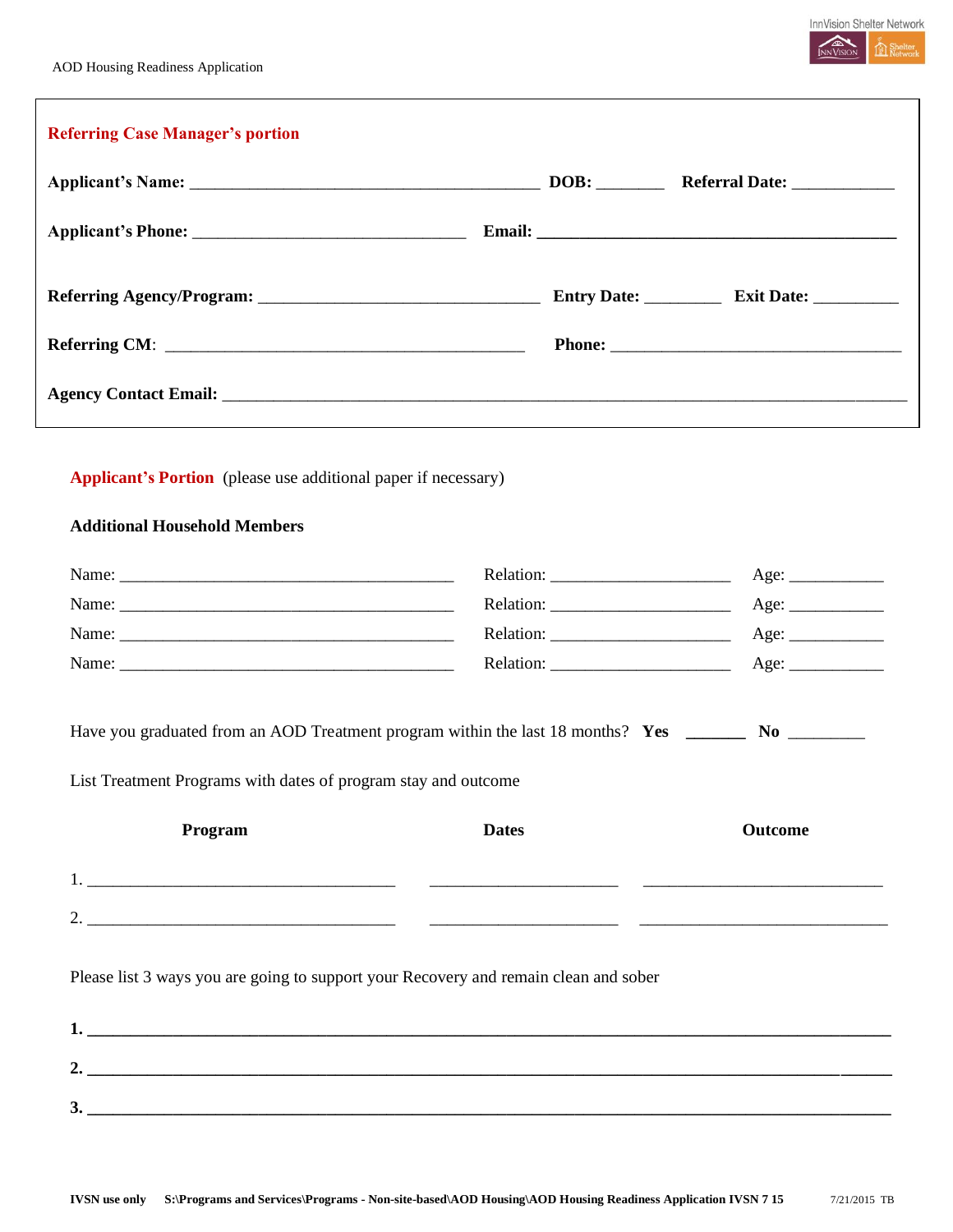AOD Housing Readiness Application

**Referring Case Manager's portion**

**Applicant's Name:** ________________________________________ **DOB:** _______ **Referral Date:** ___________

**Applicant's Phone:** _______________________________ **Email:** ________________________________________

**Referring Agency/Program:** ________________________________ **Entry Date:** ________ **Exit Date:** _________

**Referring CM**: _________________________________________ **Phone:** _________________________________

**Agency Contact Email:** ______________________________________________________________________________

**Applicant's Portion** (please use additional paper if necessary)

**Additional Household Members**

Name: ______________________________________ Relation: ____________________ Age: ___________

Name: ______________________________________ Relation: ____________________ Age: ___________

Name: ______________________________________ Relation: ____________________ Age: ___________

Name: ______________________________________ Relation: ____________________ Age: ___________

Have you graduated from an AOD Treatment program within the last 18 months? **Yes** _______ **No** _________

List Treatment Programs with dates of program stay and outcome

| **Program** | **Dates** | **Outcome** |
|---|---|---|
| 1. ___________________________________ | ______________________ | ____________________________ |
| 2. ___________________________________ | ______________________ | ____________________________ |

Please list 3 ways you are going to support your Recovery and remain clean and sober

**1.** ____________________________________________________________________________________________

**2.** ____________________________________________________________________________________________

**3.** ____________________________________________________________________________________________

IVSN use only S:\Programs and Services\Programs - Non-site-based\AOD Housing\AOD Housing Readiness Application IVSN 7 15 7/21/2015 TB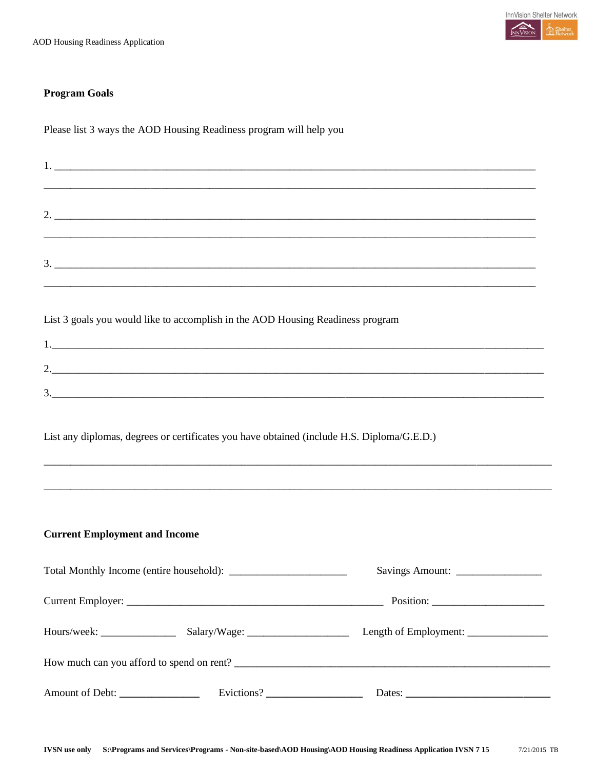## Program Goals

Please list 3 ways the AOD Housing Readiness program will help you

1. ________________________________________________________________________________
________________________________________________________________________________

2. ________________________________________________________________________________
________________________________________________________________________________

3. ________________________________________________________________________________
________________________________________________________________________________

List 3 goals you would like to accomplish in the AOD Housing Readiness program

1.________________________________________________________________________________

2.________________________________________________________________________________

3.________________________________________________________________________________

List any diplomas, degrees or certificates you have obtained (include H.S. Diploma/G.E.D.)

________________________________________________________________________________

________________________________________________________________________________

## Current Employment and Income

Total Monthly Income (entire household): ______________________ Savings Amount: ________________

Current Employer: ________________________________________________ Position: _____________________

Hours/week: ______________ Salary/Wage: ___________________ Length of Employment: _______________

How much can you afford to spend on rent? ____________________________________________________

Amount of Debt: _______________ Evictions? __________________ Dates: ___________________________

IVSN use only S:\Programs and Services\Programs - Non-site-based\AOD Housing\AOD Housing Readiness Application IVSN 7 15 7/21/2015 TB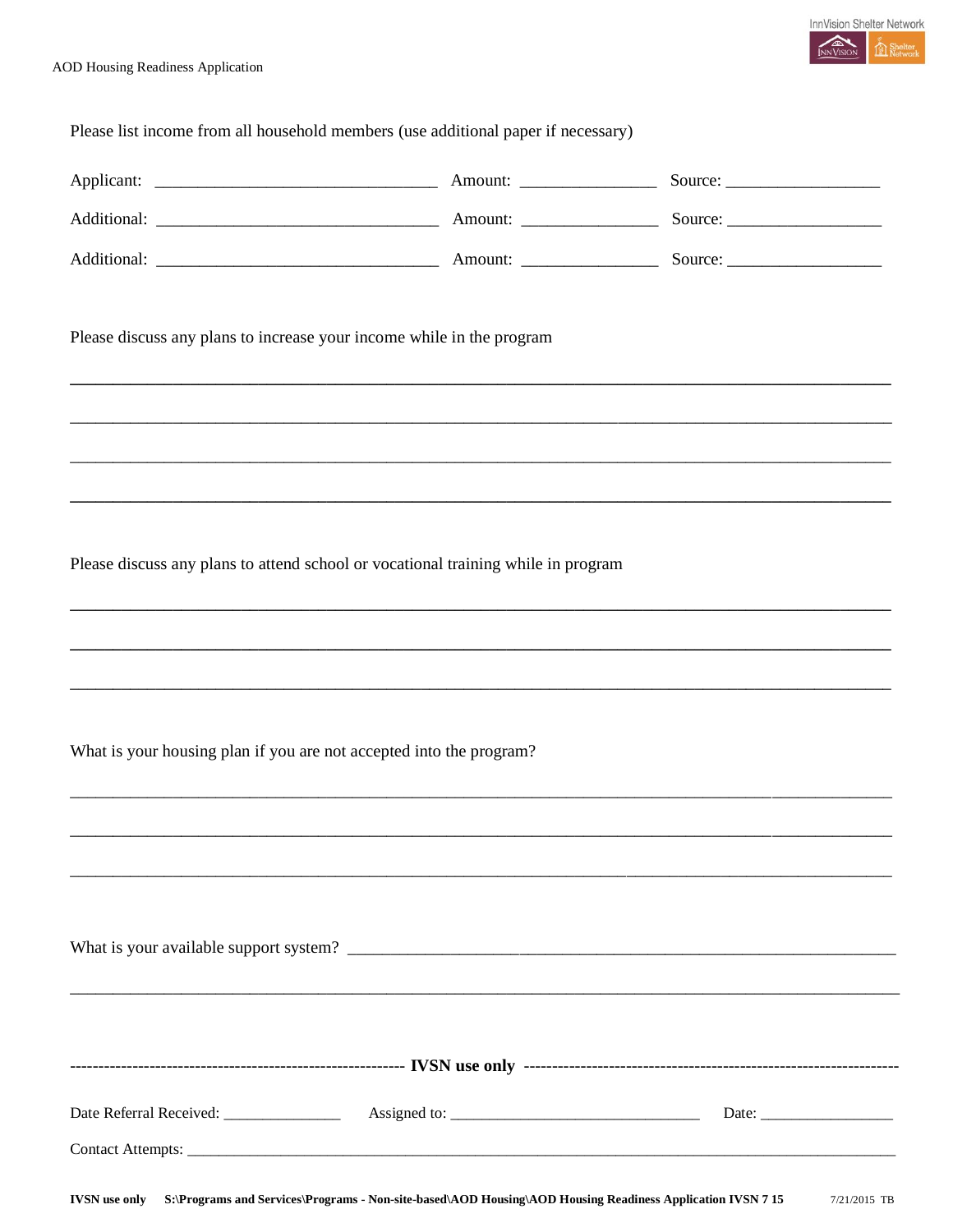Please list income from all household members (use additional paper if necessary)

Applicant: ________________________________ Amount: _______________ Source: _________________

Additional: ________________________________ Amount: _______________ Source: _________________

Additional: ________________________________ Amount: _______________ Source: _________________

Please discuss any plans to increase your income while in the program

_____________________________________________________________________________________

_____________________________________________________________________________________

_____________________________________________________________________________________

_____________________________________________________________________________________

Please discuss any plans to attend school or vocational training while in program

_____________________________________________________________________________________

_____________________________________________________________________________________

_____________________________________________________________________________________

What is your housing plan if you are not accepted into the program?

_____________________________________________________________________________________

_____________________________________________________________________________________

_____________________________________________________________________________________

What is your available support system? ______________________________________________________________

_____________________________________________________________________________________

---------------------------------------------------------- **IVSN use only** ----------------------------------------------------------

Date Referral Received: _______________ Assigned to: _______________________________ Date: ________________

Contact Attempts: _____________________________________________________________________________________

**IVSN use only** **S:\Programs and Services\Programs - Non-site-based\AOD Housing\AOD Housing Readiness Application IVSN 7 15** 7/21/2015 TB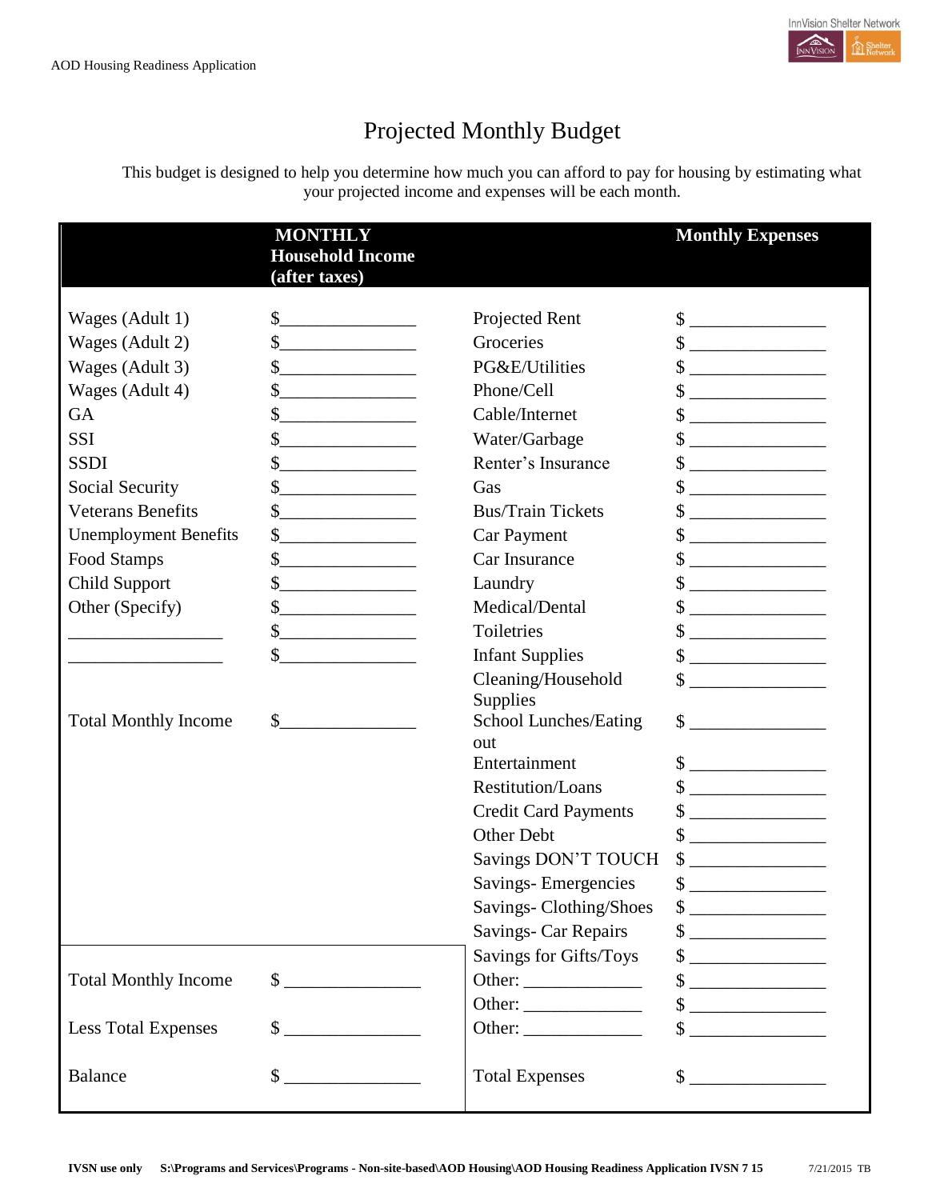AOD Housing Readiness Application

# Projected Monthly Budget

This budget is designed to help you determine how much you can afford to pay for housing by estimating what your projected income and expenses will be each month.

| | MONTHLY Household Income (after taxes) | | Monthly Expenses |
|---|---|---|---|
| Wages (Adult 1) | $_______________ | Projected Rent | $ _______________ |
| Wages (Adult 2) | $_______________ | Groceries | $ _______________ |
| Wages (Adult 3) | $_______________ | PG&E/Utilities | $ _______________ |
| Wages (Adult 4) | $_______________ | Phone/Cell | $ _______________ |
| GA | $_______________ | Cable/Internet | $ _______________ |
| SSI | $_______________ | Water/Garbage | $ _______________ |
| SSDI | $_______________ | Renter's Insurance | $ _______________ |
| Social Security | $_______________ | Gas | $ _______________ |
| Veterans Benefits | $_______________ | Bus/Train Tickets | $ _______________ |
| Unemployment Benefits | $_______________ | Car Payment | $ _______________ |
| Food Stamps | $_______________ | Car Insurance | $ _______________ |
| Child Support | $_______________ | Laundry | $ _______________ |
| Other (Specify) | $_______________ | Medical/Dental | $ _______________ |
| _________________ | $_______________ | Toiletries | $ _______________ |
| _________________ | $_______________ | Infant Supplies | $ _______________ |
| | | Cleaning/Household Supplies | $ _______________ |
| Total Monthly Income | $_______________ | School Lunches/Eating out | $ _______________ |
| | | Entertainment | $ _______________ |
| | | Restitution/Loans | $ _______________ |
| | | Credit Card Payments | $ _______________ |
| | | Other Debt | $ _______________ |
| | | Savings DON'T TOUCH | $ _______________ |
| | | Savings- Emergencies | $ _______________ |
| | | Savings- Clothing/Shoes | $ _______________ |
| | | Savings- Car Repairs | $ _______________ |
| | | Savings for Gifts/Toys | $ _______________ |
| Total Monthly Income | $ _______________ | Other: _____________ | $ _______________ |
| | | Other: _____________ | $ _______________ |
| Less Total Expenses | $ _______________ | Other: _____________ | $ _______________ |
| Balance | $ _______________ | Total Expenses | $ _______________ |

**IVSN use only S:\Programs and Services\Programs - Non-site-based\AOD Housing\AOD Housing Readiness Application IVSN 7 15** 7/21/2015 TB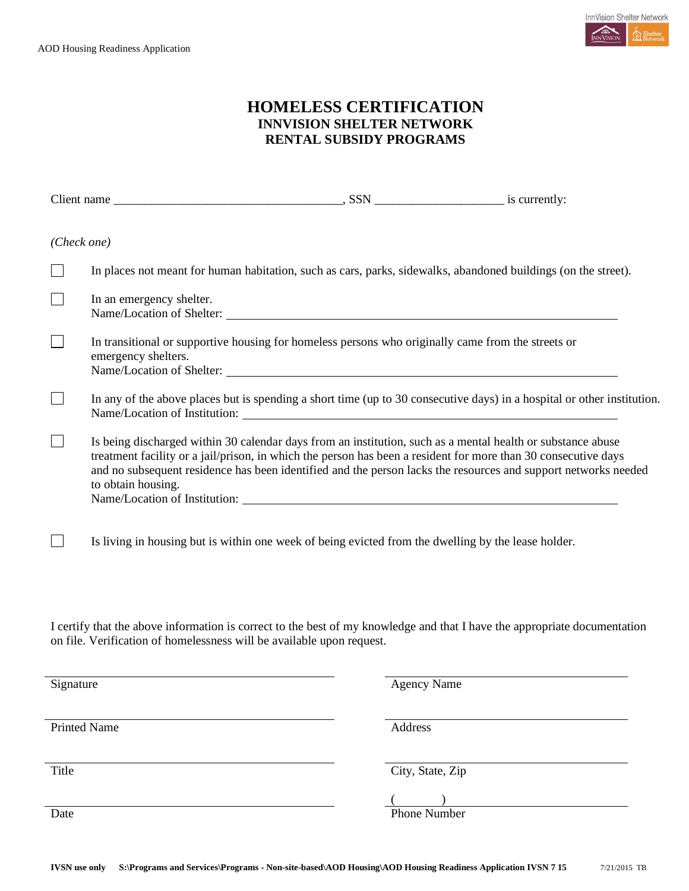# HOMELESS CERTIFICATION

## INNVISION SHELTER NETWORK

## RENTAL SUBSIDY PROGRAMS

Client name ____________________________________, SSN ____________________ is currently:

*(Check one)*

☐ In places not meant for human habitation, such as cars, parks, sidewalks, abandoned buildings (on the street).

☐ In an emergency shelter.
Name/Location of Shelter: ____________________________________________

☐ In transitional or supportive housing for homeless persons who originally came from the streets or emergency shelters.
Name/Location of Shelter: ____________________________________________

☐ In any of the above places but is spending a short time (up to 30 consecutive days) in a hospital or other institution.
Name/Location of Institution: ____________________________________________

☐ Is being discharged within 30 calendar days from an institution, such as a mental health or substance abuse treatment facility or a jail/prison, in which the person has been a resident for more than 30 consecutive days and no subsequent residence has been identified and the person lacks the resources and support networks needed to obtain housing.
Name/Location of Institution: ____________________________________________

☐ Is living in housing but is within one week of being evicted from the dwelling by the lease holder.

I certify that the above information is correct to the best of my knowledge and that I have the appropriate documentation on file. Verification of homelessness will be available upon request.

| | |
|---|---|
| ____________________________ Signature | ____________________________ Agency Name |
| ____________________________ Printed Name | ____________________________ Address |
| ____________________________ Title | ____________________________ City, State, Zip |
| ____________________________ Date | (        ) ____________________ Phone Number |

**IVSN use only** **S:\Programs and Services\Programs - Non-site-based\AOD Housing\AOD Housing Readiness Application IVSN 7 15** 7/21/2015 TB